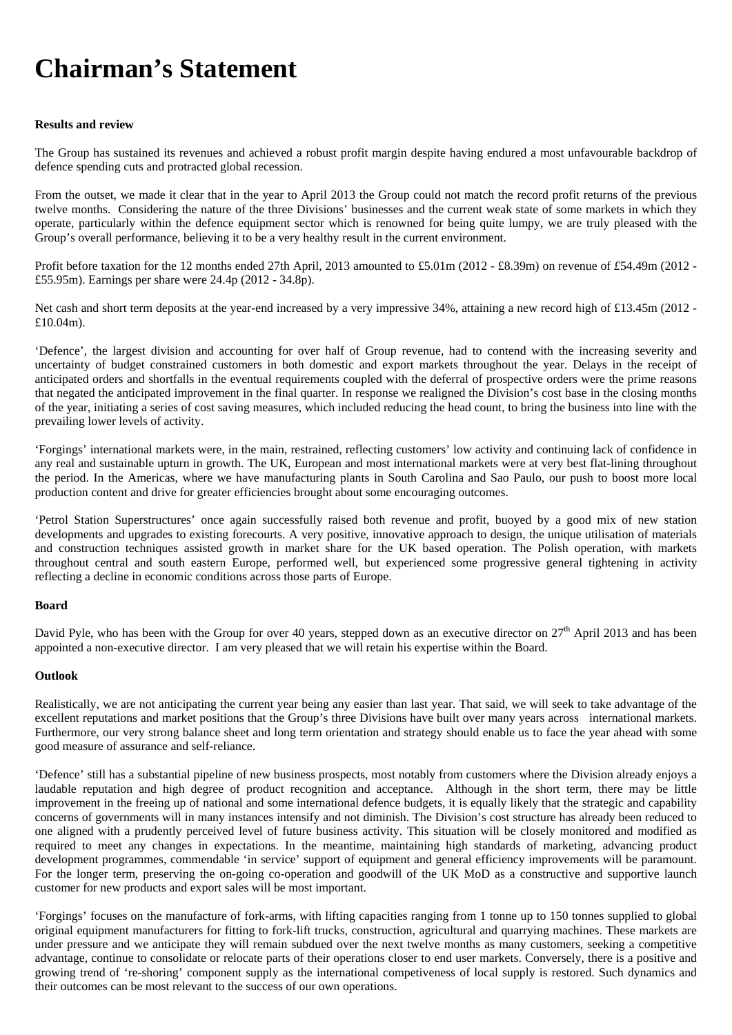# Chairman's Statement

**Results and review**

The Group has sustained its revenues and achieved a robust profit margin despite having endured a most unfavourable backdrop of defence spending cuts and protracted global recession.

From the outset, we made it clear that in the year to April 2013 the Group could not match the record profit returns of the previous twelve months. Considering the nature of the three Divisions' businesses and the current weak state of some markets in which they operate, particularly within the defence equipment sector which is renowned for being quite lumpy, we are truly pleased with the Group's overall performance, believing it to be a very healthy result in the current environment.

Profit before taxation for the 12 months ended 27th April, 2013 amounted to £5.01m (2012 - £8.39m) on revenue of £54.49m (2012 - £55.95m). Earnings per share were 24.4p (2012 - 34.8p).

Net cash and short term deposits at the year-end increased by a very impressive 34%, attaining a new record high of £13.45m (2012 - £10.04m).

'Defence', the largest division and accounting for over half of Group revenue, had to contend with the increasing severity and uncertainty of budget constrained customers in both domestic and export markets throughout the year. Delays in the receipt of anticipated orders and shortfalls in the eventual requirements coupled with the deferral of prospective orders were the prime reasons that negated the anticipated improvement in the final quarter. In response we realigned the Division's cost base in the closing months of the year, initiating a series of cost saving measures, which included reducing the head count, to bring the business into line with the prevailing lower levels of activity.

'Forgings' international markets were, in the main, restrained, reflecting customers' low activity and continuing lack of confidence in any real and sustainable upturn in growth. The UK, European and most international markets were at very best flat-lining throughout the period. In the Americas, where we have manufacturing plants in South Carolina and Sao Paulo, our push to boost more local production content and drive for greater efficiencies brought about some encouraging outcomes.

'Petrol Station Superstructures' once again successfully raised both revenue and profit, buoyed by a good mix of new station developments and upgrades to existing forecourts. A very positive, innovative approach to design, the unique utilisation of materials and construction techniques assisted growth in market share for the UK based operation. The Polish operation, with markets throughout central and south eastern Europe, performed well, but experienced some progressive general tightening in activity reflecting a decline in economic conditions across those parts of Europe.

**Board**

David Pyle, who has been with the Group for over 40 years, stepped down as an executive director on 27th April 2013 and has been appointed a non-executive director. I am very pleased that we will retain his expertise within the Board.

**Outlook**

Realistically, we are not anticipating the current year being any easier than last year. That said, we will seek to take advantage of the excellent reputations and market positions that the Group's three Divisions have built over many years across international markets. Furthermore, our very strong balance sheet and long term orientation and strategy should enable us to face the year ahead with some good measure of assurance and self-reliance.

'Defence' still has a substantial pipeline of new business prospects, most notably from customers where the Division already enjoys a laudable reputation and high degree of product recognition and acceptance. Although in the short term, there may be little improvement in the freeing up of national and some international defence budgets, it is equally likely that the strategic and capability concerns of governments will in many instances intensify and not diminish. The Division's cost structure has already been reduced to one aligned with a prudently perceived level of future business activity. This situation will be closely monitored and modified as required to meet any changes in expectations. In the meantime, maintaining high standards of marketing, advancing product development programmes, commendable 'in service' support of equipment and general efficiency improvements will be paramount. For the longer term, preserving the on-going co-operation and goodwill of the UK MoD as a constructive and supportive launch customer for new products and export sales will be most important.

'Forgings' focuses on the manufacture of fork-arms, with lifting capacities ranging from 1 tonne up to 150 tonnes supplied to global original equipment manufacturers for fitting to fork-lift trucks, construction, agricultural and quarrying machines. These markets are under pressure and we anticipate they will remain subdued over the next twelve months as many customers, seeking a competitive advantage, continue to consolidate or relocate parts of their operations closer to end user markets. Conversely, there is a positive and growing trend of 're-shoring' component supply as the international competiveness of local supply is restored. Such dynamics and their outcomes can be most relevant to the success of our own operations.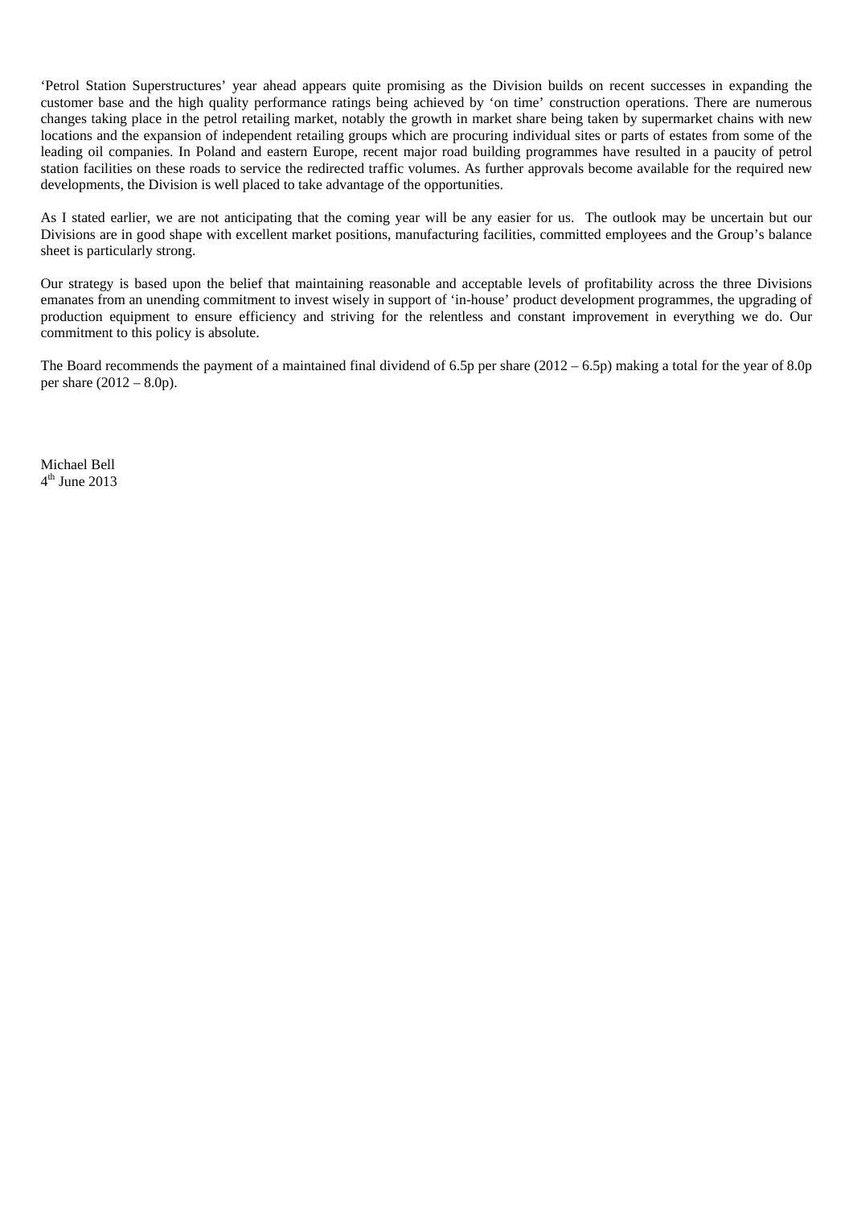'Petrol Station Superstructures' year ahead appears quite promising as the Division builds on recent successes in expanding the customer base and the high quality performance ratings being achieved by 'on time' construction operations. There are numerous changes taking place in the petrol retailing market, notably the growth in market share being taken by supermarket chains with new locations and the expansion of independent retailing groups which are procuring individual sites or parts of estates from some of the leading oil companies. In Poland and eastern Europe, recent major road building programmes have resulted in a paucity of petrol station facilities on these roads to service the redirected traffic volumes. As further approvals become available for the required new developments, the Division is well placed to take advantage of the opportunities.

As I stated earlier, we are not anticipating that the coming year will be any easier for us. The outlook may be uncertain but our Divisions are in good shape with excellent market positions, manufacturing facilities, committed employees and the Group's balance sheet is particularly strong.

Our strategy is based upon the belief that maintaining reasonable and acceptable levels of profitability across the three Divisions emanates from an unending commitment to invest wisely in support of 'in-house' product development programmes, the upgrading of production equipment to ensure efficiency and striving for the relentless and constant improvement in everything we do. Our commitment to this policy is absolute.

The Board recommends the payment of a maintained final dividend of 6.5p per share (2012 – 6.5p) making a total for the year of 8.0p per share (2012 – 8.0p).

Michael Bell
4th June 2013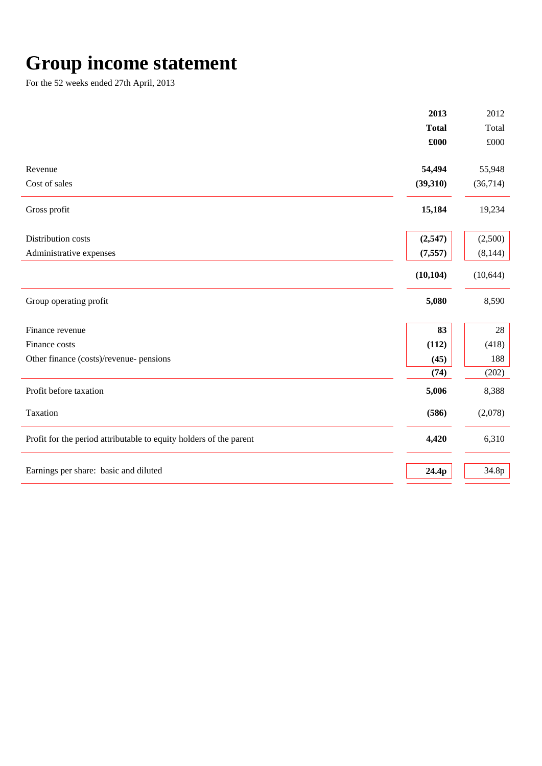# Group income statement

For the 52 weeks ended 27th April, 2013

| | **2013 Total £000** | 2012 Total £000 |
|---|---|---|
| Revenue | **54,494** | 55,948 |
| Cost of sales | **(39,310)** | (36,714) |
| Gross profit | **15,184** | 19,234 |
| Distribution costs | **(2,547)** | (2,500) |
| Administrative expenses | **(7,557)** | (8,144) |
| | **(10,104)** | (10,644) |
| Group operating profit | **5,080** | 8,590 |
| Finance revenue | **83** | 28 |
| Finance costs | **(112)** | (418) |
| Other finance (costs)/revenue- pensions | **(45)** | 188 |
| | **(74)** | (202) |
| Profit before taxation | **5,006** | 8,388 |
| Taxation | **(586)** | (2,078) |
| Profit for the period attributable to equity holders of the parent | **4,420** | 6,310 |
| Earnings per share: basic and diluted | **24.4p** | 34.8p |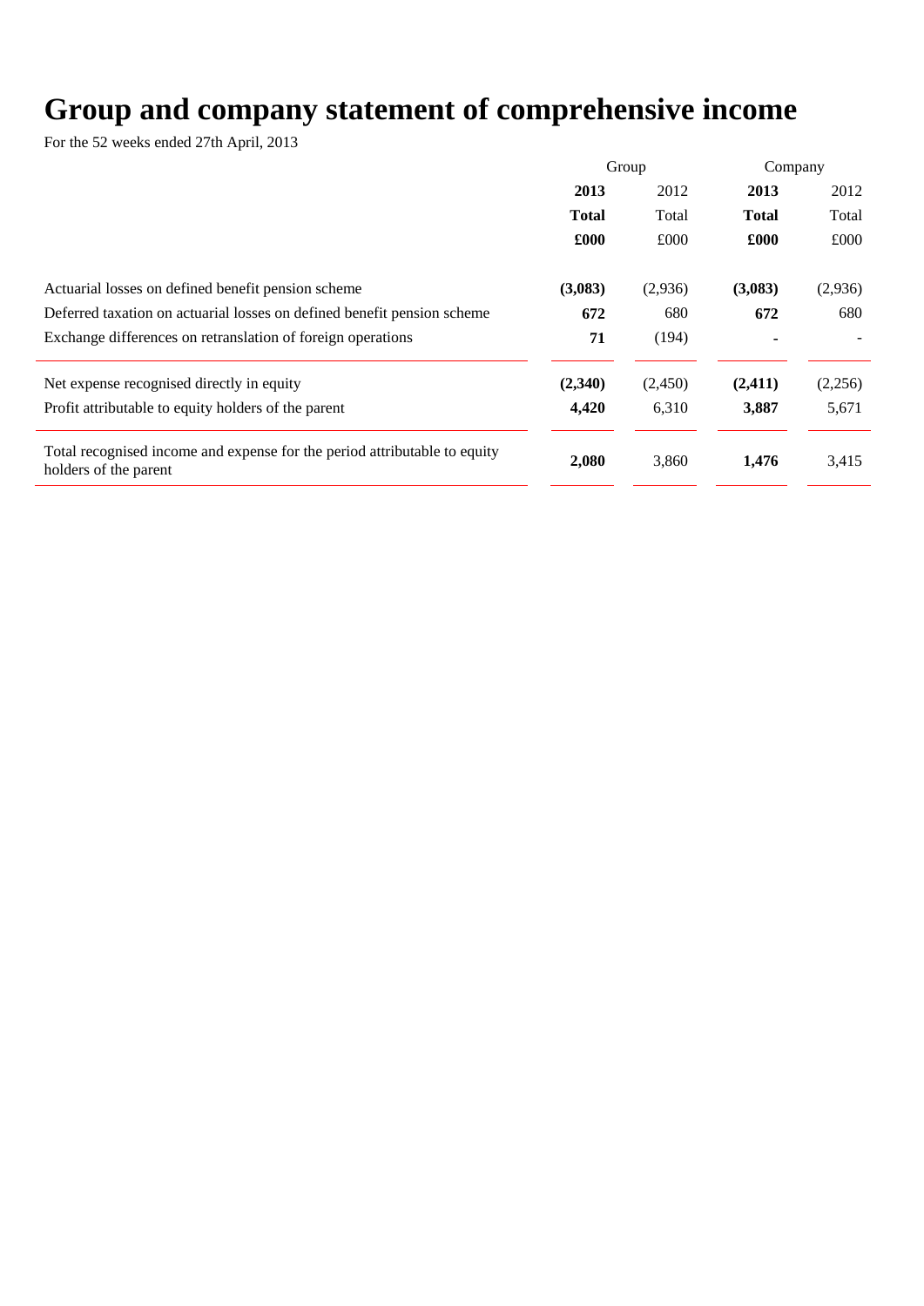# Group and company statement of comprehensive income

For the 52 weeks ended 27th April, 2013

| | Group | | Company | |
|---|---|---|---|---|
| | **2013** | 2012 | **2013** | 2012 |
| | **Total** | Total | **Total** | Total |
| | **£000** | £000 | **£000** | £000 |
| Actuarial losses on defined benefit pension scheme | **(3,083)** | (2,936) | **(3,083)** | (2,936) |
| Deferred taxation on actuarial losses on defined benefit pension scheme | **672** | 680 | **672** | 680 |
| Exchange differences on retranslation of foreign operations | **71** | (194) | **-** | - |
| Net expense recognised directly in equity | **(2,340)** | (2,450) | **(2,411)** | (2,256) |
| Profit attributable to equity holders of the parent | **4,420** | 6,310 | **3,887** | 5,671 |
| Total recognised income and expense for the period attributable to equity holders of the parent | **2,080** | 3,860 | **1,476** | 3,415 |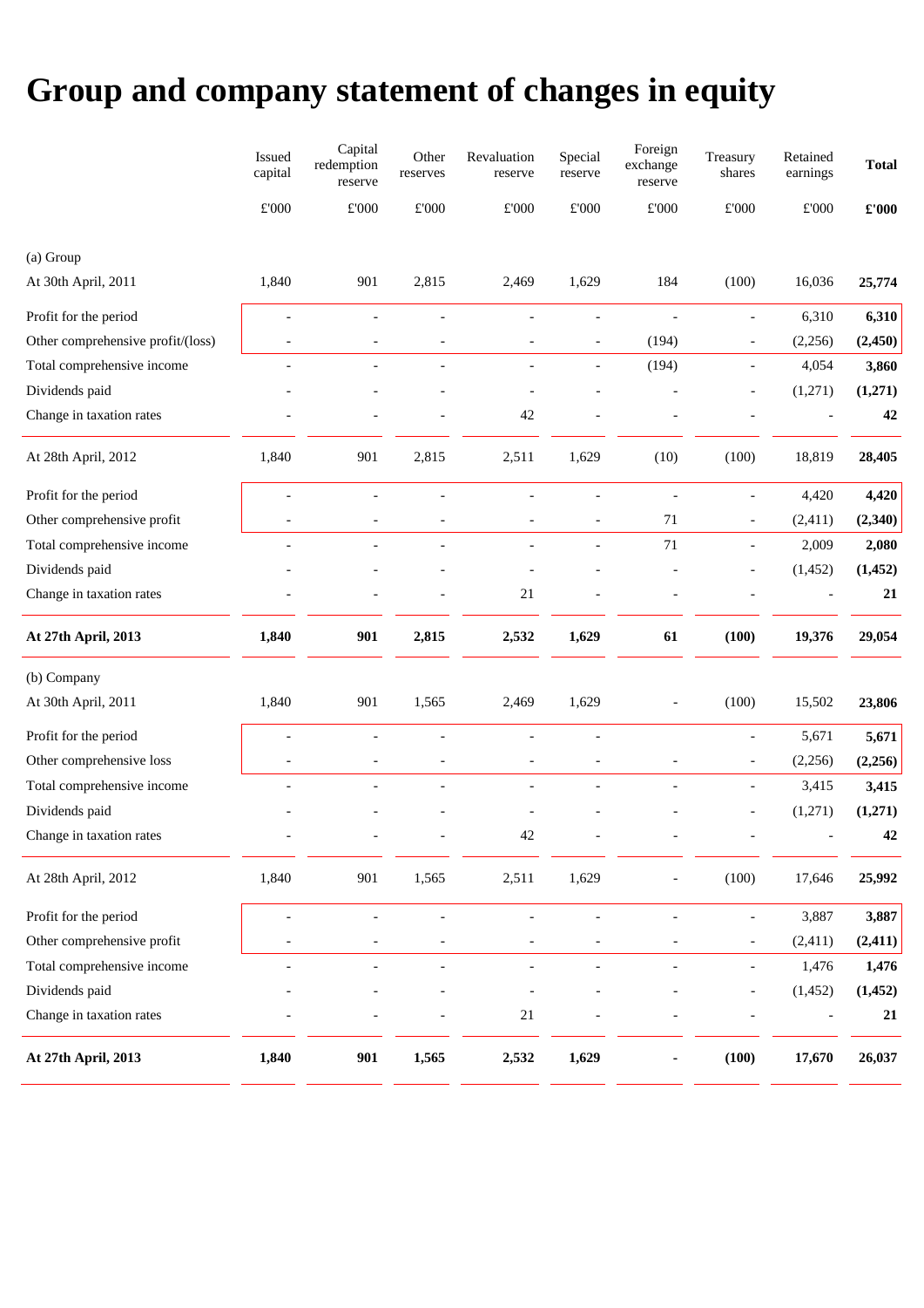# Group and company statement of changes in equity

| | Issued capital | Capital redemption reserve | Other reserves | Revaluation reserve | Special reserve | Foreign exchange reserve | Treasury shares | Retained earnings | **Total** |
|---|---|---|---|---|---|---|---|---|---|
| | £'000 | £'000 | £'000 | £'000 | £'000 | £'000 | £'000 | £'000 | **£'000** |
| (a) Group | | | | | | | | | |
| At 30th April, 2011 | 1,840 | 901 | 2,815 | 2,469 | 1,629 | 184 | (100) | 16,036 | **25,774** |
| Profit for the period | - | - | - | - | - | - | - | 6,310 | **6,310** |
| Other comprehensive profit/(loss) | - | - | - | - | - | (194) | - | (2,256) | **(2,450)** |
| Total comprehensive income | - | - | - | - | - | (194) | - | 4,054 | **3,860** |
| Dividends paid | - | - | - | - | - | - | - | (1,271) | **(1,271)** |
| Change in taxation rates | - | - | - | 42 | - | - | - | - | **42** |
| At 28th April, 2012 | 1,840 | 901 | 2,815 | 2,511 | 1,629 | (10) | (100) | 18,819 | **28,405** |
| Profit for the period | - | - | - | - | - | - | - | 4,420 | **4,420** |
| Other comprehensive profit | - | - | - | - | - | 71 | - | (2,411) | **(2,340)** |
| Total comprehensive income | - | - | - | - | - | 71 | - | 2,009 | **2,080** |
| Dividends paid | - | - | - | - | - | - | - | (1,452) | **(1,452)** |
| Change in taxation rates | - | - | - | 21 | - | - | - | - | **21** |
| **At 27th April, 2013** | **1,840** | **901** | **2,815** | **2,532** | **1,629** | **61** | **(100)** | **19,376** | **29,054** |
| (b) Company | | | | | | | | | |
| At 30th April, 2011 | 1,840 | 901 | 1,565 | 2,469 | 1,629 | - | (100) | 15,502 | **23,806** |
| Profit for the period | - | - | - | - | - | | - | 5,671 | **5,671** |
| Other comprehensive loss | - | - | - | - | - | - | - | (2,256) | **(2,256)** |
| Total comprehensive income | - | - | - | - | - | - | - | 3,415 | **3,415** |
| Dividends paid | - | - | - | - | - | - | - | (1,271) | **(1,271)** |
| Change in taxation rates | - | - | - | 42 | - | - | - | - | **42** |
| At 28th April, 2012 | 1,840 | 901 | 1,565 | 2,511 | 1,629 | - | (100) | 17,646 | **25,992** |
| Profit for the period | - | - | - | - | - | - | - | 3,887 | **3,887** |
| Other comprehensive profit | - | - | - | - | - | - | - | (2,411) | **(2,411)** |
| Total comprehensive income | - | - | - | - | - | - | - | 1,476 | **1,476** |
| Dividends paid | - | - | - | - | - | - | - | (1,452) | **(1,452)** |
| Change in taxation rates | - | - | - | 21 | - | - | - | - | **21** |
| **At 27th April, 2013** | **1,840** | **901** | **1,565** | **2,532** | **1,629** | **-** | **(100)** | **17,670** | **26,037** |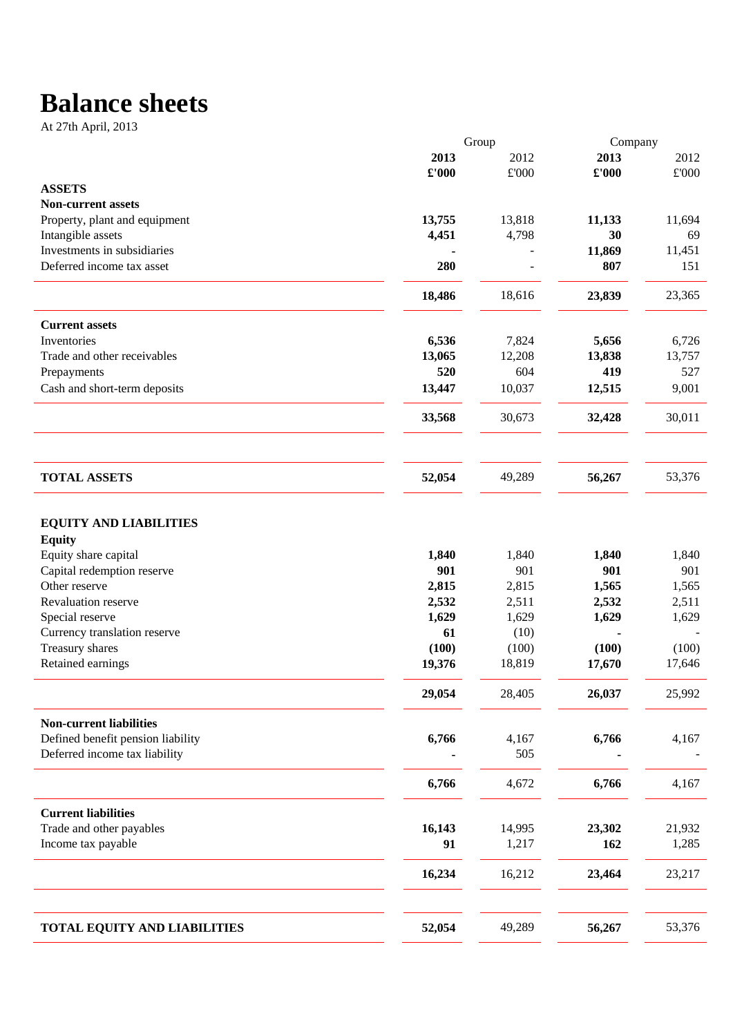# Balance sheets

At 27th April, 2013

| | Group | | Company | |
|---|---|---|---|---|
| | **2013** | 2012 | **2013** | 2012 |
| | **£'000** | £'000 | **£'000** | £'000 |
| **ASSETS** | | | | |
| **Non-current assets** | | | | |
| Property, plant and equipment | **13,755** | 13,818 | **11,133** | 11,694 |
| Intangible assets | **4,451** | 4,798 | **30** | 69 |
| Investments in subsidiaries | **-** | - | **11,869** | 11,451 |
| Deferred income tax asset | **280** | - | **807** | 151 |
| | **18,486** | 18,616 | **23,839** | 23,365 |
| **Current assets** | | | | |
| Inventories | **6,536** | 7,824 | **5,656** | 6,726 |
| Trade and other receivables | **13,065** | 12,208 | **13,838** | 13,757 |
| Prepayments | **520** | 604 | **419** | 527 |
| Cash and short-term deposits | **13,447** | 10,037 | **12,515** | 9,001 |
| | **33,568** | 30,673 | **32,428** | 30,011 |
| **TOTAL ASSETS** | **52,054** | 49,289 | **56,267** | 53,376 |
| **EQUITY AND LIABILITIES** | | | | |
| **Equity** | | | | |
| Equity share capital | **1,840** | 1,840 | **1,840** | 1,840 |
| Capital redemption reserve | **901** | 901 | **901** | 901 |
| Other reserve | **2,815** | 2,815 | **1,565** | 1,565 |
| Revaluation reserve | **2,532** | 2,511 | **2,532** | 2,511 |
| Special reserve | **1,629** | 1,629 | **1,629** | 1,629 |
| Currency translation reserve | **61** | (10) | **-** | - |
| Treasury shares | **(100)** | (100) | **(100)** | (100) |
| Retained earnings | **19,376** | 18,819 | **17,670** | 17,646 |
| | **29,054** | 28,405 | **26,037** | 25,992 |
| **Non-current liabilities** | | | | |
| Defined benefit pension liability | **6,766** | 4,167 | **6,766** | 4,167 |
| Deferred income tax liability | **-** | 505 | **-** | - |
| | **6,766** | 4,672 | **6,766** | 4,167 |
| **Current liabilities** | | | | |
| Trade and other payables | **16,143** | 14,995 | **23,302** | 21,932 |
| Income tax payable | **91** | 1,217 | **162** | 1,285 |
| | **16,234** | 16,212 | **23,464** | 23,217 |
| **TOTAL EQUITY AND LIABILITIES** | **52,054** | 49,289 | **56,267** | 53,376 |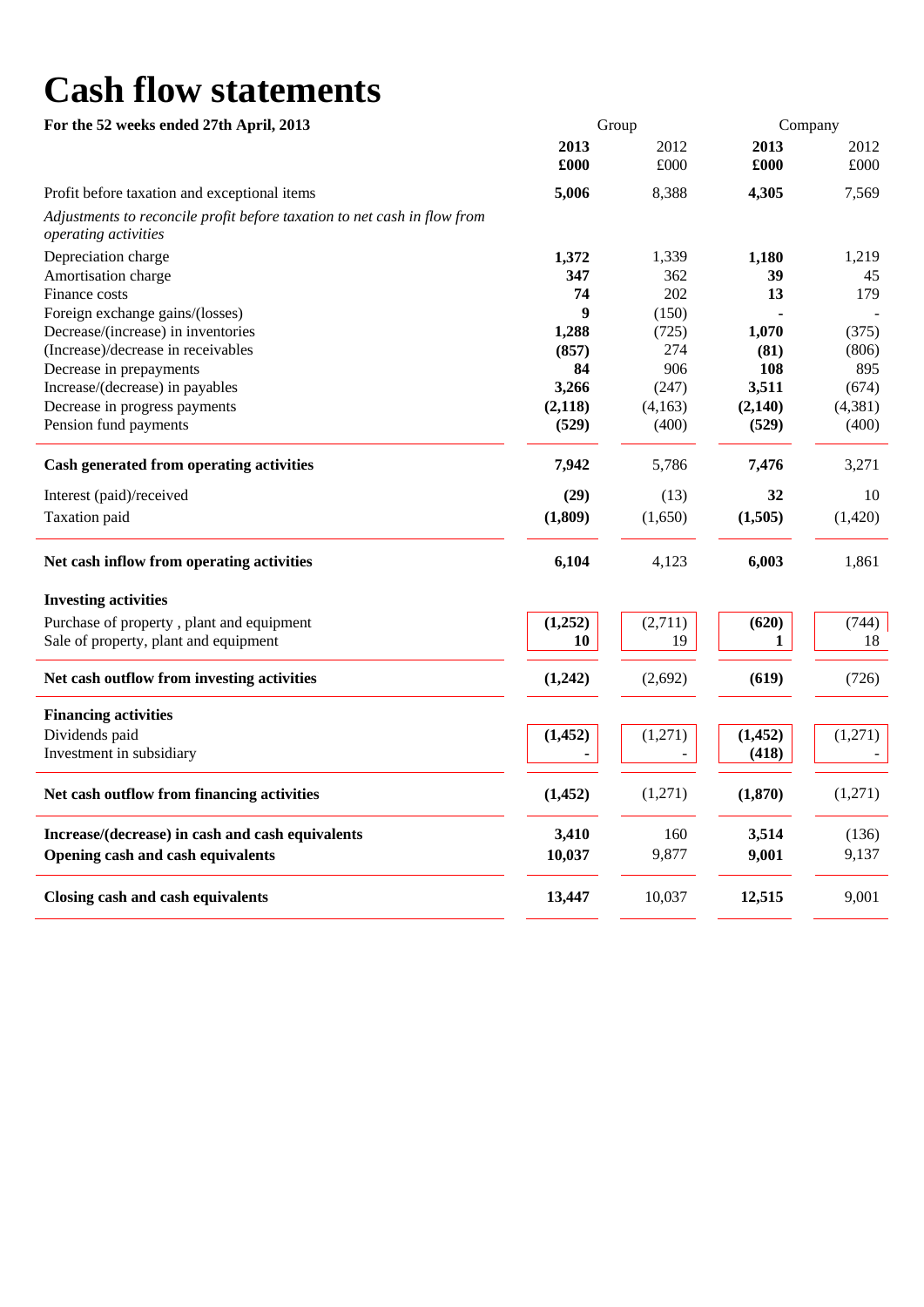# Cash flow statements

| For the 52 weeks ended 27th April, 2013 | Group | | Company | |
|---|---|---|---|---|
| | **2013** | 2012 | **2013** | 2012 |
| | **£000** | £000 | **£000** | £000 |
| Profit before taxation and exceptional items | **5,006** | 8,388 | **4,305** | 7,569 |
| *Adjustments to reconcile profit before taxation to net cash in flow from operating activities* | | | | |
| Depreciation charge | **1,372** | 1,339 | **1,180** | 1,219 |
| Amortisation charge | **347** | 362 | **39** | 45 |
| Finance costs | **74** | 202 | **13** | 179 |
| Foreign exchange gains/(losses) | **9** | (150) | **-** | - |
| Decrease/(increase) in inventories | **1,288** | (725) | **1,070** | (375) |
| (Increase)/decrease in receivables | **(857)** | 274 | **(81)** | (806) |
| Decrease in prepayments | **84** | 906 | **108** | 895 |
| Increase/(decrease) in payables | **3,266** | (247) | **3,511** | (674) |
| Decrease in progress payments | **(2,118)** | (4,163) | **(2,140)** | (4,381) |
| Pension fund payments | **(529)** | (400) | **(529)** | (400) |
| **Cash generated from operating activities** | **7,942** | 5,786 | **7,476** | 3,271 |
| Interest (paid)/received | **(29)** | (13) | **32** | 10 |
| Taxation paid | **(1,809)** | (1,650) | **(1,505)** | (1,420) |
| **Net cash inflow from operating activities** | **6,104** | 4,123 | **6,003** | 1,861 |
| **Investing activities** | | | | |
| Purchase of property , plant and equipment | **(1,252)** | (2,711) | **(620)** | (744) |
| Sale of property, plant and equipment | **10** | 19 | **1** | 18 |
| **Net cash outflow from investing activities** | **(1,242)** | (2,692) | **(619)** | (726) |
| **Financing activities** | | | | |
| Dividends paid | **(1,452)** | (1,271) | **(1,452)** | (1,271) |
| Investment in subsidiary | **-** | - | **(418)** | - |
| **Net cash outflow from financing activities** | **(1,452)** | (1,271) | **(1,870)** | (1,271) |
| **Increase/(decrease) in cash and cash equivalents** | **3,410** | 160 | **3,514** | (136) |
| **Opening cash and cash equivalents** | **10,037** | 9,877 | **9,001** | 9,137 |
| **Closing cash and cash equivalents** | **13,447** | 10,037 | **12,515** | 9,001 |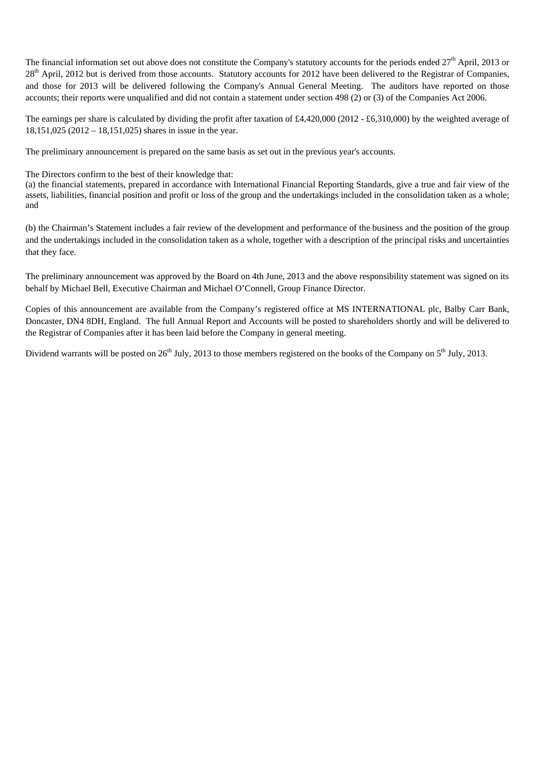The financial information set out above does not constitute the Company's statutory accounts for the periods ended 27th April, 2013 or 28th April, 2012 but is derived from those accounts. Statutory accounts for 2012 have been delivered to the Registrar of Companies, and those for 2013 will be delivered following the Company's Annual General Meeting. The auditors have reported on those accounts; their reports were unqualified and did not contain a statement under section 498 (2) or (3) of the Companies Act 2006.

The earnings per share is calculated by dividing the profit after taxation of £4,420,000 (2012 - £6,310,000) by the weighted average of 18,151,025 (2012 – 18,151,025) shares in issue in the year.

The preliminary announcement is prepared on the same basis as set out in the previous year's accounts.

The Directors confirm to the best of their knowledge that:

(a) the financial statements, prepared in accordance with International Financial Reporting Standards, give a true and fair view of the assets, liabilities, financial position and profit or loss of the group and the undertakings included in the consolidation taken as a whole; and

(b) the Chairman's Statement includes a fair review of the development and performance of the business and the position of the group and the undertakings included in the consolidation taken as a whole, together with a description of the principal risks and uncertainties that they face.

The preliminary announcement was approved by the Board on 4th June, 2013 and the above responsibility statement was signed on its behalf by Michael Bell, Executive Chairman and Michael O'Connell, Group Finance Director.

Copies of this announcement are available from the Company's registered office at MS INTERNATIONAL plc, Balby Carr Bank, Doncaster, DN4 8DH, England. The full Annual Report and Accounts will be posted to shareholders shortly and will be delivered to the Registrar of Companies after it has been laid before the Company in general meeting.

Dividend warrants will be posted on 26th July, 2013 to those members registered on the books of the Company on 5th July, 2013.